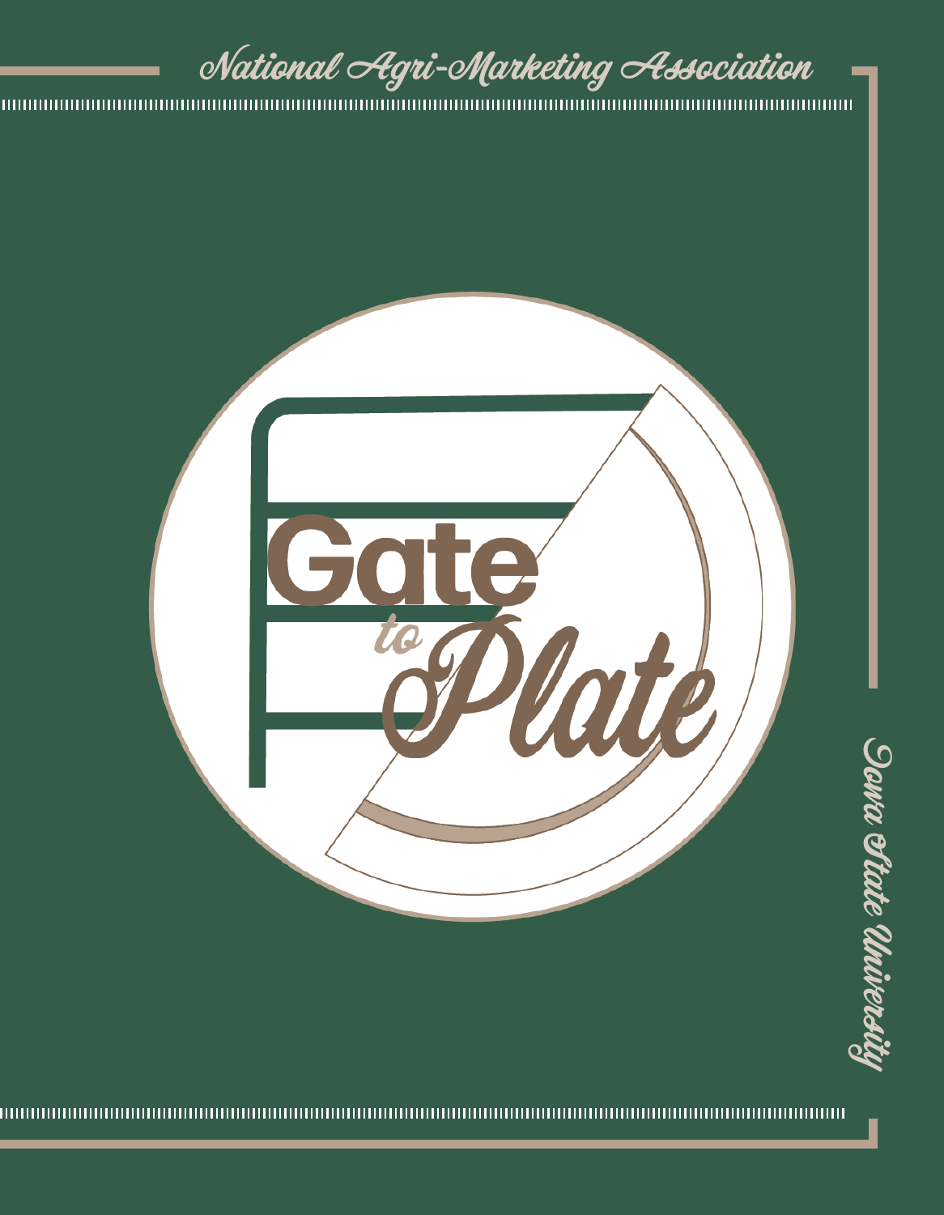National Agri-Marketing Association

# Gate to Plate

Iowa State University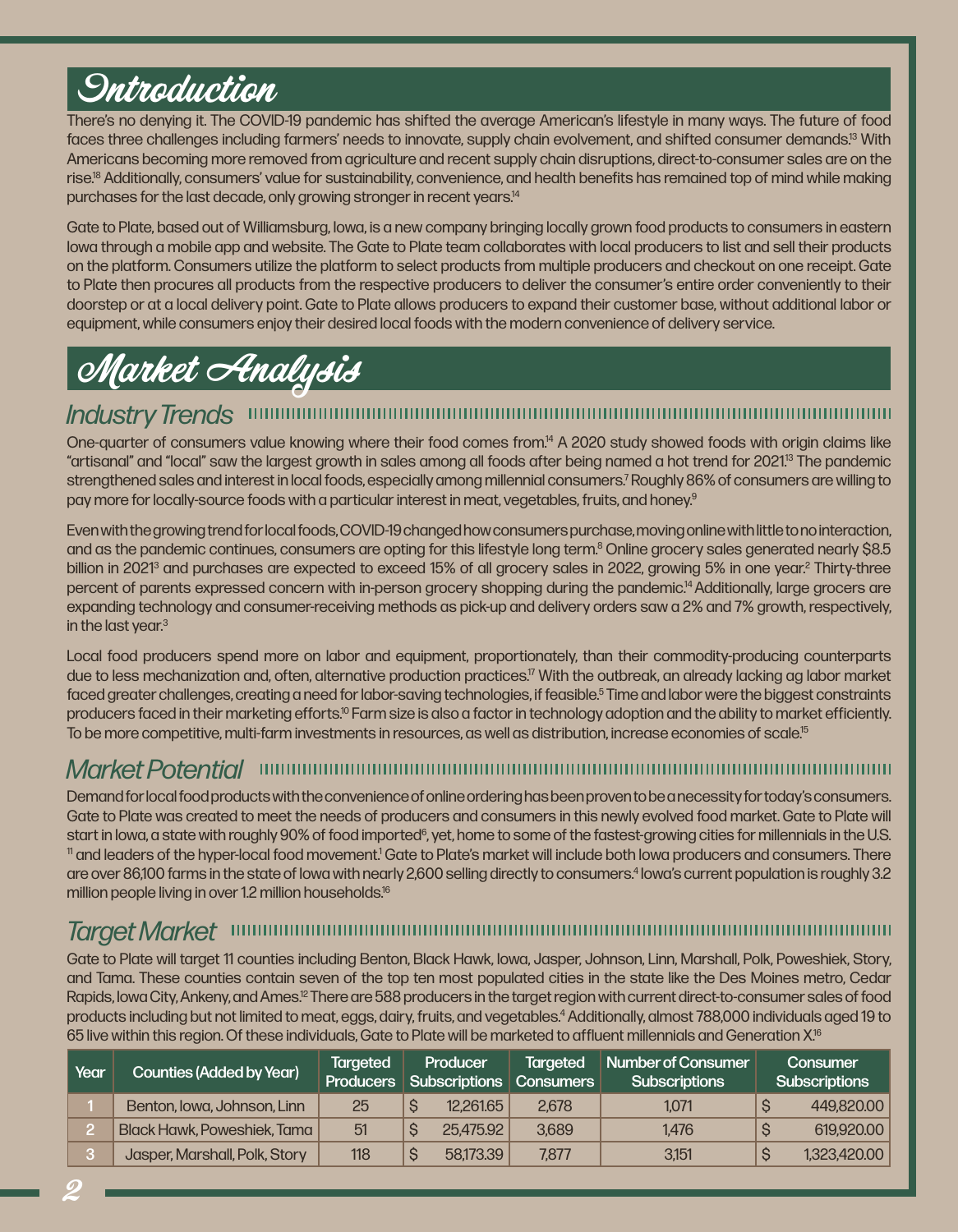# Introduction

There's no denying it. The COVID-19 pandemic has shifted the average American's lifestyle in many ways. The future of food faces three challenges including farmers' needs to innovate, supply chain evolvement, and shifted consumer demands.[13] With Americans becoming more removed from agriculture and recent supply chain disruptions, direct-to-consumer sales are on the rise.[18] Additionally, consumers' value for sustainability, convenience, and health benefits has remained top of mind while making purchases for the last decade, only growing stronger in recent years.[14]

Gate to Plate, based out of Williamsburg, Iowa, is a new company bringing locally grown food products to consumers in eastern Iowa through a mobile app and website. The Gate to Plate team collaborates with local producers to list and sell their products on the platform. Consumers utilize the platform to select products from multiple producers and checkout on one receipt. Gate to Plate then procures all products from the respective producers to deliver the consumer's entire order conveniently to their doorstep or at a local delivery point. Gate to Plate allows producers to expand their customer base, without additional labor or equipment, while consumers enjoy their desired local foods with the modern convenience of delivery service.

# Market Analysis

## Industry Trends

One-quarter of consumers value knowing where their food comes from.[14] A 2020 study showed foods with origin claims like "artisanal" and "local" saw the largest growth in sales among all foods after being named a hot trend for 2021.[13] The pandemic strengthened sales and interest in local foods, especially among millennial consumers.[7] Roughly 86% of consumers are willing to pay more for locally-source foods with a particular interest in meat, vegetables, fruits, and honey.[9]

Even with the growing trend for local foods, COVID-19 changed how consumers purchase, moving online with little to no interaction, and as the pandemic continues, consumers are opting for this lifestyle long term.[8] Online grocery sales generated nearly $8.5 billion in 2021[3] and purchases are expected to exceed 15% of all grocery sales in 2022, growing 5% in one year.[2] Thirty-three percent of parents expressed concern with in-person grocery shopping during the pandemic.[14] Additionally, large grocers are expanding technology and consumer-receiving methods as pick-up and delivery orders saw a 2% and 7% growth, respectively, in the last year.[3]

Local food producers spend more on labor and equipment, proportionately, than their commodity-producing counterparts due to less mechanization and, often, alternative production practices.[17] With the outbreak, an already lacking ag labor market faced greater challenges, creating a need for labor-saving technologies, if feasible.[5] Time and labor were the biggest constraints producers faced in their marketing efforts.[10] Farm size is also a factor in technology adoption and the ability to market efficiently. To be more competitive, multi-farm investments in resources, as well as distribution, increase economies of scale.[15]

## Market Potential

Demand for local food products with the convenience of online ordering has been proven to be a necessity for today's consumers. Gate to Plate was created to meet the needs of producers and consumers in this newly evolved food market. Gate to Plate will start in Iowa, a state with roughly 90% of food imported[6], yet, home to some of the fastest-growing cities for millennials in the U.S.[11] and leaders of the hyper-local food movement.[1] Gate to Plate's market will include both Iowa producers and consumers. There are over 86,100 farms in the state of Iowa with nearly 2,600 selling directly to consumers.[4] Iowa's current population is roughly 3.2 million people living in over 1.2 million households.[16]

## Target Market

Gate to Plate will target 11 counties including Benton, Black Hawk, Iowa, Jasper, Johnson, Linn, Marshall, Polk, Poweshiek, Story, and Tama. These counties contain seven of the top ten most populated cities in the state like the Des Moines metro, Cedar Rapids, Iowa City, Ankeny, and Ames.[12] There are 588 producers in the target region with current direct-to-consumer sales of food products including but not limited to meat, eggs, dairy, fruits, and vegetables.[4] Additionally, almost 788,000 individuals aged 19 to 65 live within this region. Of these individuals, Gate to Plate will be marketed to affluent millennials and Generation X.[16]

| Year | Counties (Added by Year) | Targeted Producers | Producer Subscriptions | Targeted Consumers | Number of Consumer Subscriptions | Consumer Subscriptions |
|---|---|---|---|---|---|---|
| 1 | Benton, Iowa, Johnson, Linn | 25 | $ 12,261.65 | 2,678 | 1,071 | $ 449,820.00 |
| 2 | Black Hawk, Poweshiek, Tama | 51 | $ 25,475.92 | 3,689 | 1,476 | $ 619,920.00 |
| 3 | Jasper, Marshall, Polk, Story | 118 | $ 58,173.39 | 7,877 | 3,151 | $ 1,323,420.00 |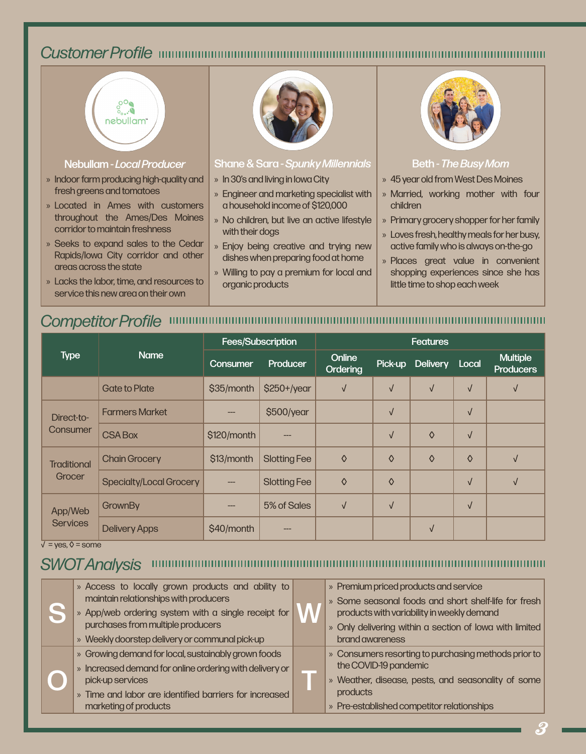## Customer Profile

### Nebullam - *Local Producer*

- Indoor farm producing high-quality and fresh greens and tomatoes
- Located in Ames with customers throughout the Ames/Des Moines corridor to maintain freshness
- Seeks to expand sales to the Cedar Rapids/Iowa City corridor and other areas across the state
- Lacks the labor, time, and resources to service this new area on their own

### Shane & Sara - *Spunky Millennials*

- In 30's and living in Iowa City
- Engineer and marketing specialist with a household income of $120,000
- No children, but live an active lifestyle with their dogs
- Enjoy being creative and trying new dishes when preparing food at home
- Willing to pay a premium for local and organic products

### Beth - *The Busy Mom*

- 45 year old from West Des Moines
- Married, working mother with four children
- Primary grocery shopper for her family
- Loves fresh, healthy meals for her busy, active family who is always on-the-go
- Places great value in convenient shopping experiences since she has little time to shop each week

## Competitor Profile

| Type | Name | Fees/Subscription | | Features | | | | |
|---|---|---|---|---|---|---|---|---|
| | | Consumer | Producer | Online Ordering | Pick-up | Delivery | Local | Multiple Producers |
| | Gate to Plate | $35/month | $250+/year | √ | √ | √ | √ | √ |
| Direct-to-Consumer | Farmers Market | --- | $500/year | | √ | | √ | |
| | CSA Box | $120/month | --- | | √ | ◊ | √ | |
| Traditional Grocer | Chain Grocery | $13/month | Slotting Fee | ◊ | ◊ | ◊ | ◊ | √ |
| | Specialty/Local Grocery | --- | Slotting Fee | ◊ | ◊ | | √ | √ |
| App/Web Services | GrownBy | --- | 5% of Sales | √ | √ | | √ | |
| | Delivery Apps | $40/month | --- | | | √ | | |

√ = yes, ◊ = some

## SWOT Analysis

**S**
- Access to locally grown products and ability to maintain relationships with producers
- App/web ordering system with a single receipt for purchases from multiple producers
- Weekly doorstep delivery or communal pick-up

**W**
- Premium priced products and service
- Some seasonal foods and short shelf-life for fresh products with variability in weekly demand
- Only delivering within a section of Iowa with limited brand awareness

**O**
- Growing demand for local, sustainably grown foods
- Increased demand for online ordering with delivery or pick-up services
- Time and labor are identified barriers for increased marketing of products

**T**
- Consumers resorting to purchasing methods prior to the COVID-19 pandemic
- Weather, disease, pests, and seasonality of some products
- Pre-established competitor relationships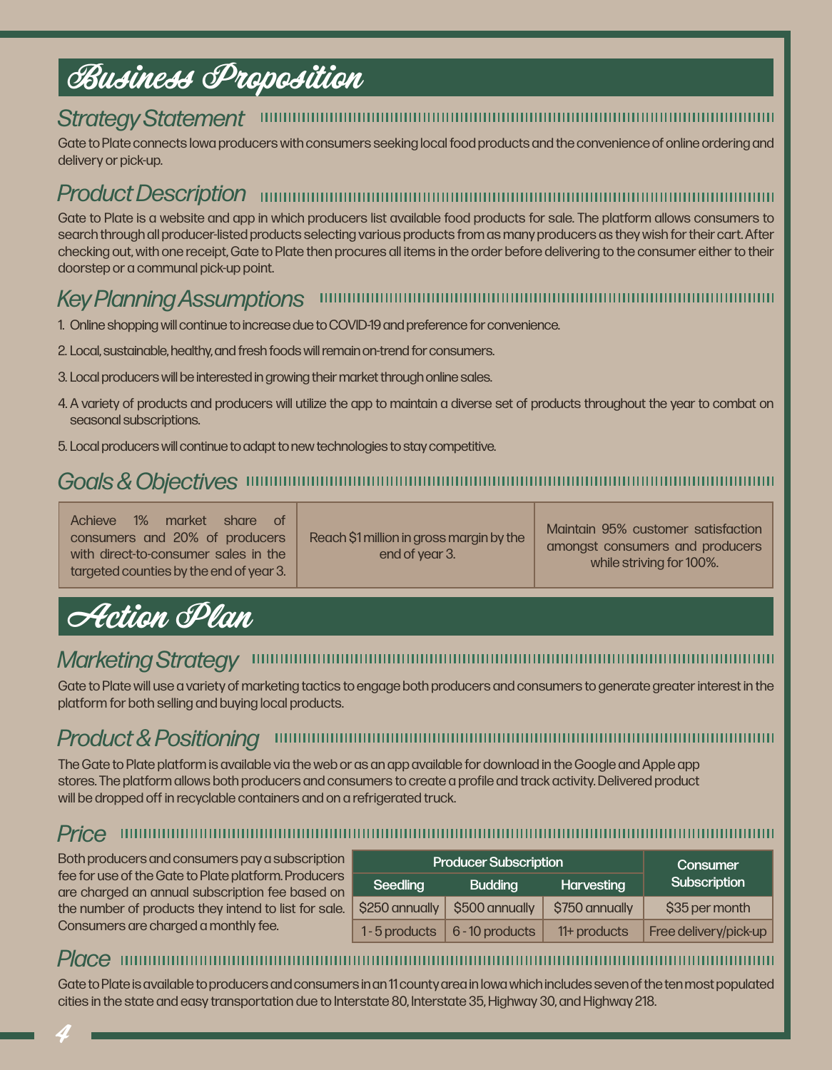# Business Proposition

## Strategy Statement

Gate to Plate connects Iowa producers with consumers seeking local food products and the convenience of online ordering and delivery or pick-up.

## Product Description

Gate to Plate is a website and app in which producers list available food products for sale. The platform allows consumers to search through all producer-listed products selecting various products from as many producers as they wish for their cart. After checking out, with one receipt, Gate to Plate then procures all items in the order before delivering to the consumer either to their doorstep or a communal pick-up point.

## Key Planning Assumptions

1. Online shopping will continue to increase due to COVID-19 and preference for convenience.
2. Local, sustainable, healthy, and fresh foods will remain on-trend for consumers.
3. Local producers will be interested in growing their market through online sales.
4. A variety of products and producers will utilize the app to maintain a diverse set of products throughout the year to combat on seasonal subscriptions.
5. Local producers will continue to adapt to new technologies to stay competitive.

## Goals & Objectives

| Achieve 1% market share of consumers and 20% of producers with direct-to-consumer sales in the targeted counties by the end of year 3. | Reach $1 million in gross margin by the end of year 3. | Maintain 95% customer satisfaction amongst consumers and producers while striving for 100%. |
|---|---|---|

# Action Plan

## Marketing Strategy

Gate to Plate will use a variety of marketing tactics to engage both producers and consumers to generate greater interest in the platform for both selling and buying local products.

## Product & Positioning

The Gate to Plate platform is available via the web or as an app available for download in the Google and Apple app stores. The platform allows both producers and consumers to create a profile and track activity. Delivered product will be dropped off in recyclable containers and on a refrigerated truck.

## Price

Both producers and consumers pay a subscription fee for use of the Gate to Plate platform. Producers are charged an annual subscription fee based on the number of products they intend to list for sale. Consumers are charged a monthly fee.

| Producer Subscription | | | Consumer Subscription |
|---|---|---|---|
| Seedling | Budding | Harvesting | |
| $250 annually | $500 annually | $750 annually | $35 per month |
| 1 - 5 products | 6 - 10 products | 11+ products | Free delivery/pick-up |

## Place

Gate to Plate is available to producers and consumers in an 11 county area in Iowa which includes seven of the ten most populated cities in the state and easy transportation due to Interstate 80, Interstate 35, Highway 30, and Highway 218.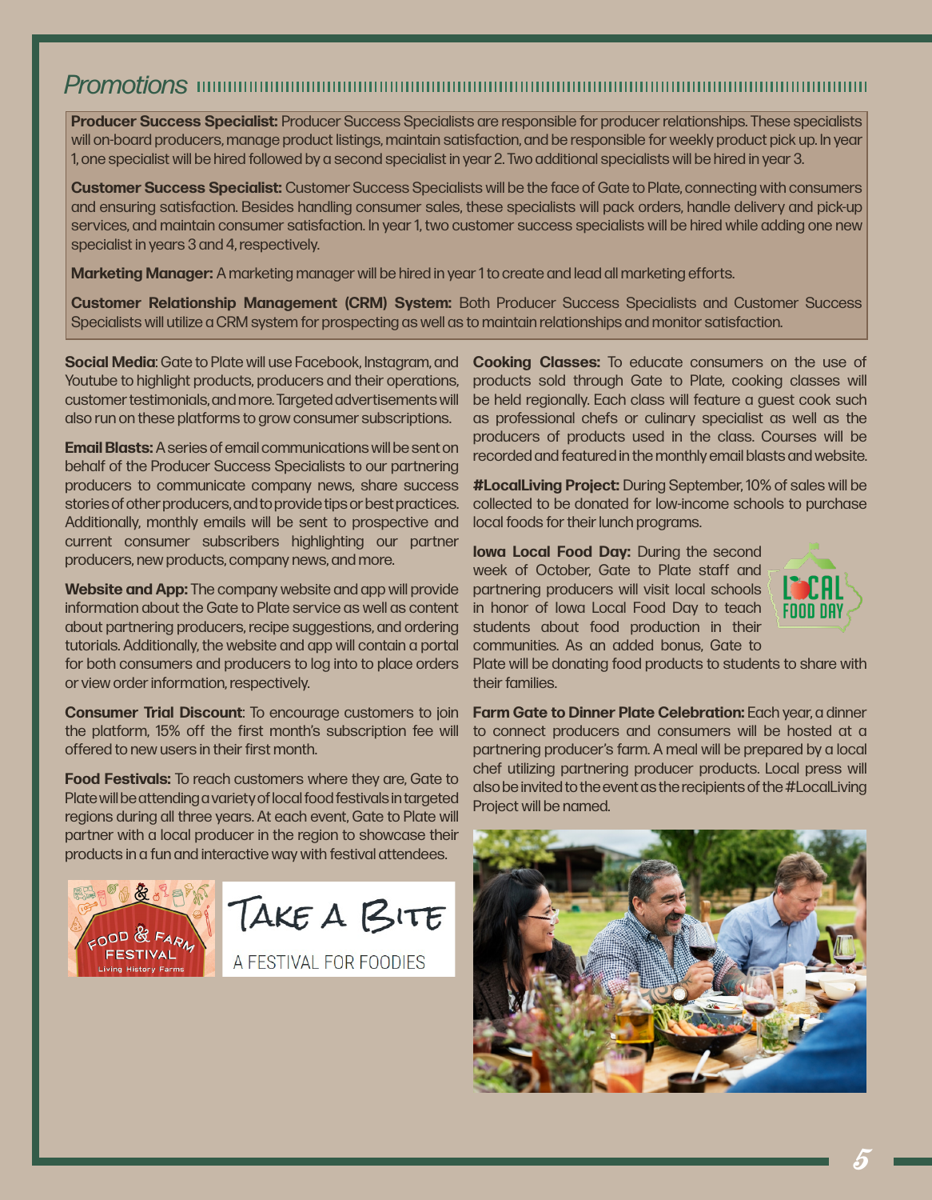## Promotions

**Producer Success Specialist:** Producer Success Specialists are responsible for producer relationships. These specialists will on-board producers, manage product listings, maintain satisfaction, and be responsible for weekly product pick up. In year 1, one specialist will be hired followed by a second specialist in year 2. Two additional specialists will be hired in year 3.

**Customer Success Specialist:** Customer Success Specialists will be the face of Gate to Plate, connecting with consumers and ensuring satisfaction. Besides handling consumer sales, these specialists will pack orders, handle delivery and pick-up services, and maintain consumer satisfaction. In year 1, two customer success specialists will be hired while adding one new specialist in years 3 and 4, respectively.

**Marketing Manager:** A marketing manager will be hired in year 1 to create and lead all marketing efforts.

**Customer Relationship Management (CRM) System:** Both Producer Success Specialists and Customer Success Specialists will utilize a CRM system for prospecting as well as to maintain relationships and monitor satisfaction.

**Social Media**: Gate to Plate will use Facebook, Instagram, and Youtube to highlight products, producers and their operations, customer testimonials, and more. Targeted advertisements will also run on these platforms to grow consumer subscriptions.

**Email Blasts:** A series of email communications will be sent on behalf of the Producer Success Specialists to our partnering producers to communicate company news, share success stories of other producers, and to provide tips or best practices. Additionally, monthly emails will be sent to prospective and current consumer subscribers highlighting our partner producers, new products, company news, and more.

**Website and App:** The company website and app will provide information about the Gate to Plate service as well as content about partnering producers, recipe suggestions, and ordering tutorials. Additionally, the website and app will contain a portal for both consumers and producers to log into to place orders or view order information, respectively.

**Consumer Trial Discount**: To encourage customers to join the platform, 15% off the first month's subscription fee will offered to new users in their first month.

**Food Festivals:** To reach customers where they are, Gate to Plate will be attending a variety of local food festivals in targeted regions during all three years. At each event, Gate to Plate will partner with a local producer in the region to showcase their products in a fun and interactive way with festival attendees.

FOOD & FARM FESTIVAL Living History Farms

TAKE A BITE
A FESTIVAL FOR FOODIES

**Cooking Classes:** To educate consumers on the use of products sold through Gate to Plate, cooking classes will be held regionally. Each class will feature a guest cook such as professional chefs or culinary specialist as well as the producers of products used in the class. Courses will be recorded and featured in the monthly email blasts and website.

**#LocalLiving Project:** During September, 10% of sales will be collected to be donated for low-income schools to purchase local foods for their lunch programs.

**Iowa Local Food Day:** During the second week of October, Gate to Plate staff and partnering producers will visit local schools in honor of Iowa Local Food Day to teach students about food production in their communities. As an added bonus, Gate to Plate will be donating food products to students to share with their families.

LOCAL FOOD DAY

**Farm Gate to Dinner Plate Celebration:** Each year, a dinner to connect producers and consumers will be hosted at a partnering producer's farm. A meal will be prepared by a local chef utilizing partnering producer products. Local press will also be invited to the event as the recipients of the #LocalLiving Project will be named.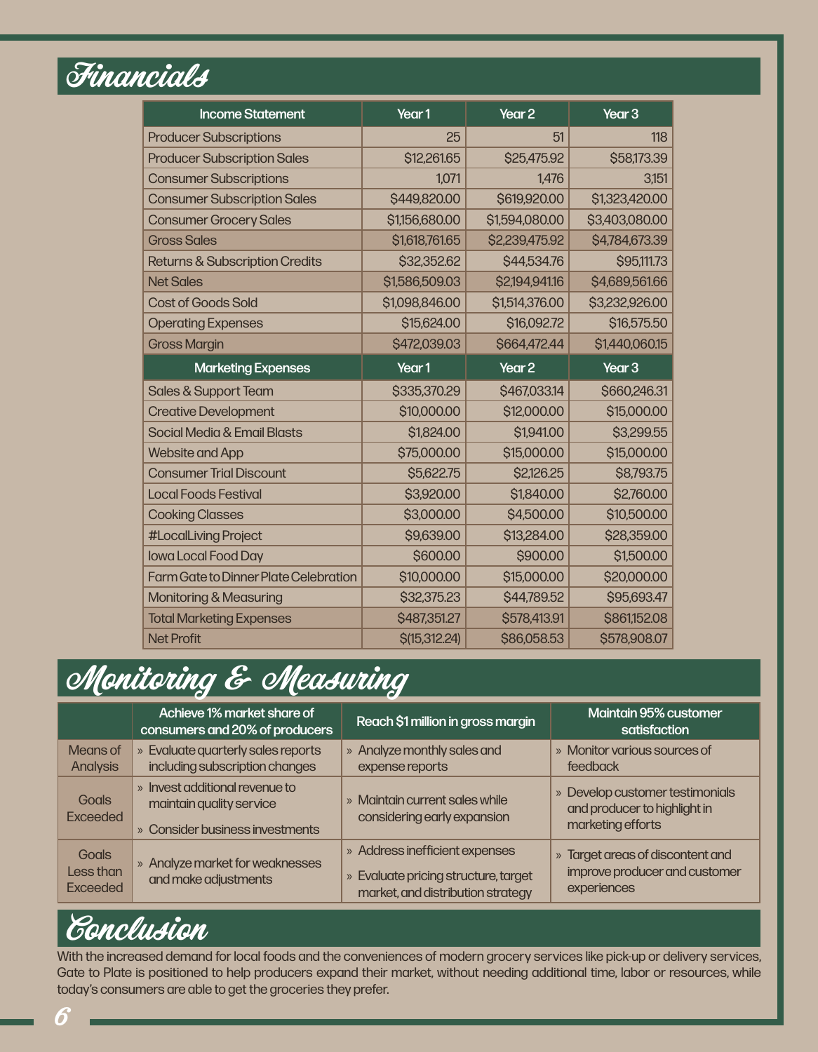# Financials

| Income Statement | Year 1 | Year 2 | Year 3 |
|---|---|---|---|
| Producer Subscriptions | 25 | 51 | 118 |
| Producer Subscription Sales | $12,261.65 | $25,475.92 | $58,173.39 |
| Consumer Subscriptions | 1,071 | 1,476 | 3,151 |
| Consumer Subscription Sales | $449,820.00 | $619,920.00 | $1,323,420.00 |
| Consumer Grocery Sales | $1,156,680.00 | $1,594,080.00 | $3,403,080.00 |
| Gross Sales | $1,618,761.65 | $2,239,475.92 | $4,784,673.39 |
| Returns & Subscription Credits | $32,352.62 | $44,534.76 | $95,111.73 |
| Net Sales | $1,586,509.03 | $2,194,941.16 | $4,689,561.66 |
| Cost of Goods Sold | $1,098,846.00 | $1,514,376.00 | $3,232,926.00 |
| Operating Expenses | $15,624.00 | $16,092.72 | $16,575.50 |
| Gross Margin | $472,039.03 | $664,472.44 | $1,440,060.15 |
| **Marketing Expenses** | **Year 1** | **Year 2** | **Year 3** |
| Sales & Support Team | $335,370.29 | $467,033.14 | $660,246.31 |
| Creative Development | $10,000.00 | $12,000.00 | $15,000.00 |
| Social Media & Email Blasts | $1,824.00 | $1,941.00 | $3,299.55 |
| Website and App | $75,000.00 | $15,000.00 | $15,000.00 |
| Consumer Trial Discount | $5,622.75 | $2,126.25 | $8,793.75 |
| Local Foods Festival | $3,920.00 | $1,840.00 | $2,760.00 |
| Cooking Classes | $3,000.00 | $4,500.00 | $10,500.00 |
| #LocalLiving Project | $9,639.00 | $13,284.00 | $28,359.00 |
| Iowa Local Food Day | $600.00 | $900.00 | $1,500.00 |
| Farm Gate to Dinner Plate Celebration | $10,000.00 | $15,000.00 | $20,000.00 |
| Monitoring & Measuring | $32,375.23 | $44,789.52 | $95,693.47 |
| Total Marketing Expenses | $487,351.27 | $578,413.91 | $861,152.08 |
| Net Profit | $(15,312.24) | $86,058.53 | $578,908.07 |

# Monitoring & Measuring

| | Achieve 1% market share of consumers and 20% of producers | Reach $1 million in gross margin | Maintain 95% customer satisfaction |
|---|---|---|---|
| Means of Analysis | » Evaluate quarterly sales reports including subscription changes | » Analyze monthly sales and expense reports | » Monitor various sources of feedback |
| Goals Exceeded | » Invest additional revenue to maintain quality service<br>» Consider business investments | » Maintain current sales while considering early expansion | » Develop customer testimonials and producer to highlight in marketing efforts |
| Goals Less than Exceeded | » Analyze market for weaknesses and make adjustments | » Address inefficient expenses<br>» Evaluate pricing structure, target market, and distribution strategy | » Target areas of discontent and improve producer and customer experiences |

# Conclusion

With the increased demand for local foods and the conveniences of modern grocery services like pick-up or delivery services, Gate to Plate is positioned to help producers expand their market, without needing additional time, labor or resources, while today's consumers are able to get the groceries they prefer.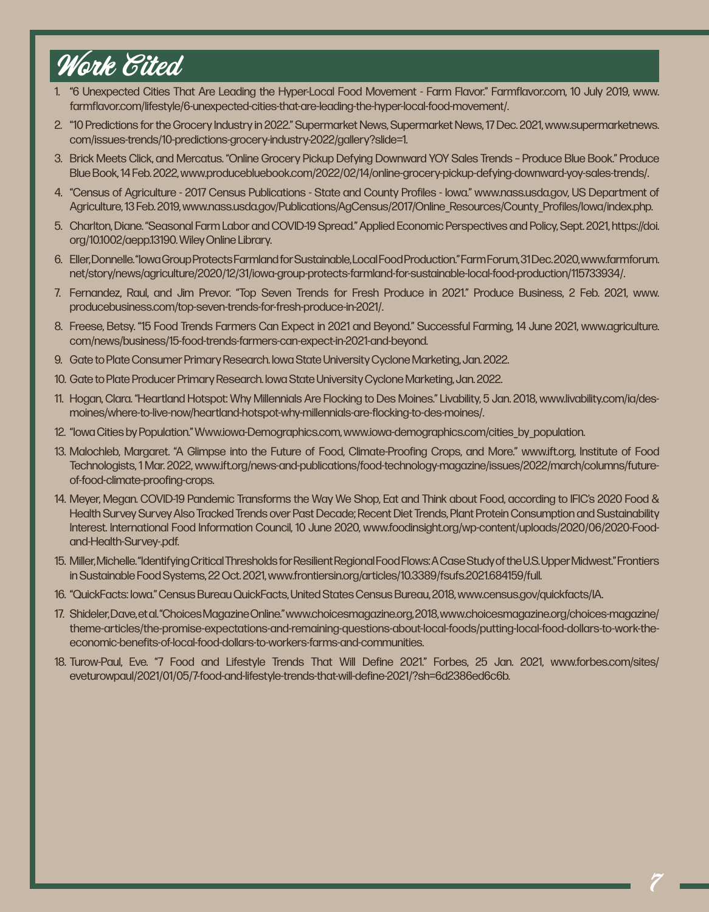# Work Cited

1. "6 Unexpected Cities That Are Leading the Hyper-Local Food Movement - Farm Flavor." Farmflavor.com, 10 July 2019, www.farmflavor.com/lifestyle/6-unexpected-cities-that-are-leading-the-hyper-local-food-movement/.
2. "10 Predictions for the Grocery Industry in 2022." Supermarket News, Supermarket News, 17 Dec. 2021, www.supermarketnews.com/issues-trends/10-predictions-grocery-industry-2022/gallery?slide=1.
3. Brick Meets Click, and Mercatus. "Online Grocery Pickup Defying Downward YOY Sales Trends – Produce Blue Book." Produce Blue Book, 14 Feb. 2022, www.producebluebook.com/2022/02/14/online-grocery-pickup-defying-downward-yoy-sales-trends/.
4. "Census of Agriculture - 2017 Census Publications - State and County Profiles - Iowa." www.nass.usda.gov, US Department of Agriculture, 13 Feb. 2019, www.nass.usda.gov/Publications/AgCensus/2017/Online_Resources/County_Profiles/Iowa/index.php.
5. Charlton, Diane. "Seasonal Farm Labor and COVID-19 Spread." Applied Economic Perspectives and Policy, Sept. 2021, https://doi.org/10.1002/aepp.13190. Wiley Online Library.
6. Eller, Donnelle. "Iowa Group Protects Farmland for Sustainable, Local Food Production." Farm Forum, 31 Dec. 2020, www.farmforum.net/story/news/agriculture/2020/12/31/iowa-group-protects-farmland-for-sustainable-local-food-production/115733934/.
7. Fernandez, Raul, and Jim Prevor. "Top Seven Trends for Fresh Produce in 2021." Produce Business, 2 Feb. 2021, www.producebusiness.com/top-seven-trends-for-fresh-produce-in-2021/.
8. Freese, Betsy. "15 Food Trends Farmers Can Expect in 2021 and Beyond." Successful Farming, 14 June 2021, www.agriculture.com/news/business/15-food-trends-farmers-can-expect-in-2021-and-beyond.
9. Gate to Plate Consumer Primary Research. Iowa State University Cyclone Marketing, Jan. 2022.
10. Gate to Plate Producer Primary Research. Iowa State University Cyclone Marketing, Jan. 2022.
11. Hogan, Clara. "Heartland Hotspot: Why Millennials Are Flocking to Des Moines." Livability, 5 Jan. 2018, www.livability.com/ia/des-moines/where-to-live-now/heartland-hotspot-why-millennials-are-flocking-to-des-moines/.
12. "Iowa Cities by Population." Www.iowa-Demographics.com, www.iowa-demographics.com/cities_by_population.
13. Malochleb, Margaret. "A Glimpse into the Future of Food, Climate-Proofing Crops, and More." www.ift.org, Institute of Food Technologists, 1 Mar. 2022, www.ift.org/news-and-publications/food-technology-magazine/issues/2022/march/columns/future-of-food-climate-proofing-crops.
14. Meyer, Megan. COVID-19 Pandemic Transforms the Way We Shop, Eat and Think about Food, according to IFIC's 2020 Food & Health Survey Survey Also Tracked Trends over Past Decade; Recent Diet Trends, Plant Protein Consumption and Sustainability Interest. International Food Information Council, 10 June 2020, www.foodinsight.org/wp-content/uploads/2020/06/2020-Food-and-Health-Survey-.pdf.
15. Miller, Michelle. "Identifying Critical Thresholds for Resilient Regional Food Flows: A Case Study of the U.S. Upper Midwest." Frontiers in Sustainable Food Systems, 22 Oct. 2021, www.frontiersin.org/articles/10.3389/fsufs.2021.684159/full.
16. "QuickFacts: Iowa." Census Bureau QuickFacts, United States Census Bureau, 2018, www.census.gov/quickfacts/IA.
17. Shideler, Dave, et al. "Choices Magazine Online." www.choicesmagazine.org, 2018, www.choicesmagazine.org/choices-magazine/theme-articles/the-promise-expectations-and-remaining-questions-about-local-foods/putting-local-food-dollars-to-work-the-economic-benefits-of-local-food-dollars-to-workers-farms-and-communities.
18. Turow-Paul, Eve. "7 Food and Lifestyle Trends That Will Define 2021." Forbes, 25 Jan. 2021, www.forbes.com/sites/eveturowpaul/2021/01/05/7-food-and-lifestyle-trends-that-will-define-2021/?sh=6d2386ed6c6b.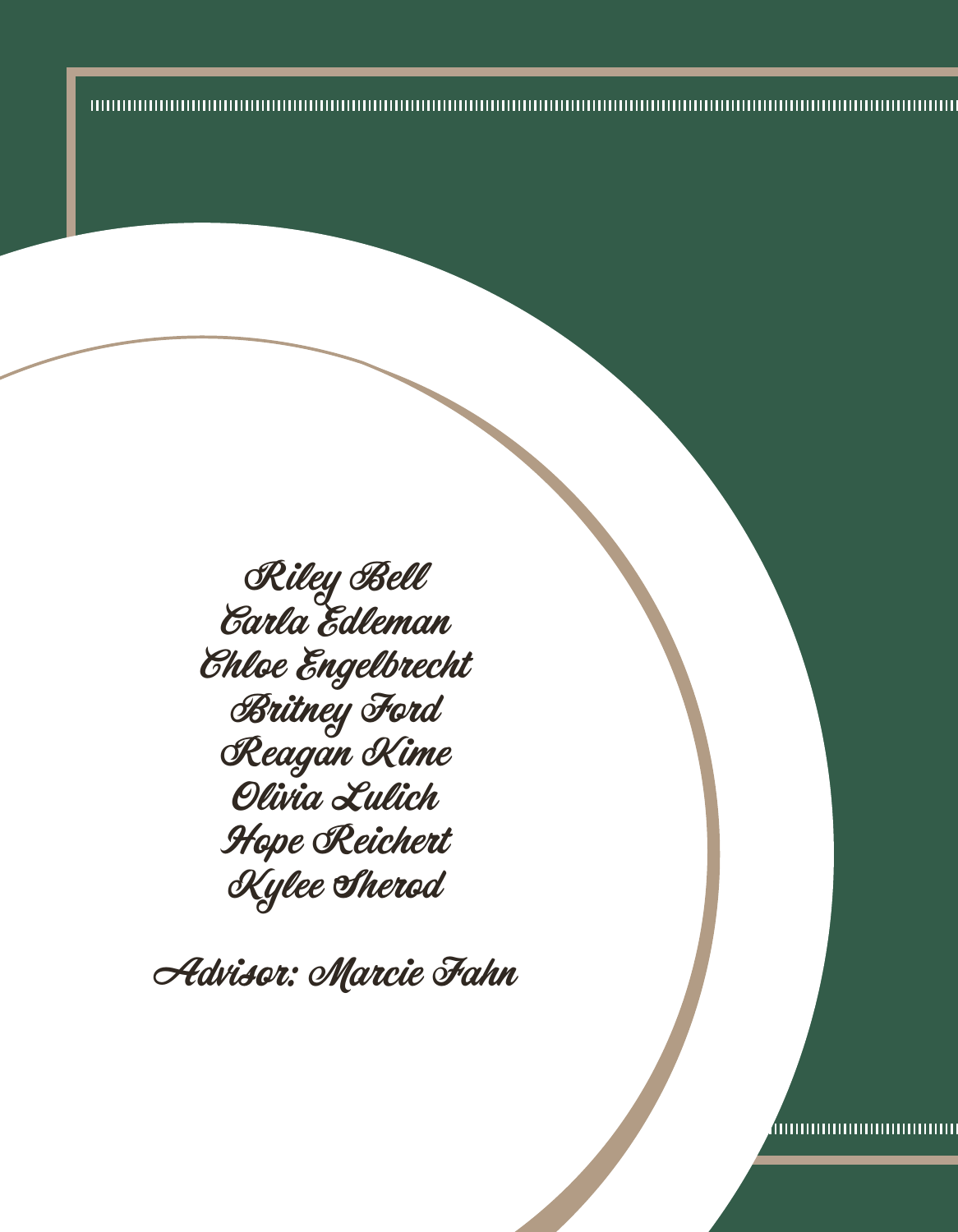Riley Bell
Carla Edleman
Chloe Engelbrecht
Britney Ford
Reagan Kime
Olivia Lulich
Hope Reichert
Kylee Sherod

Advisor: Marcie Fahn